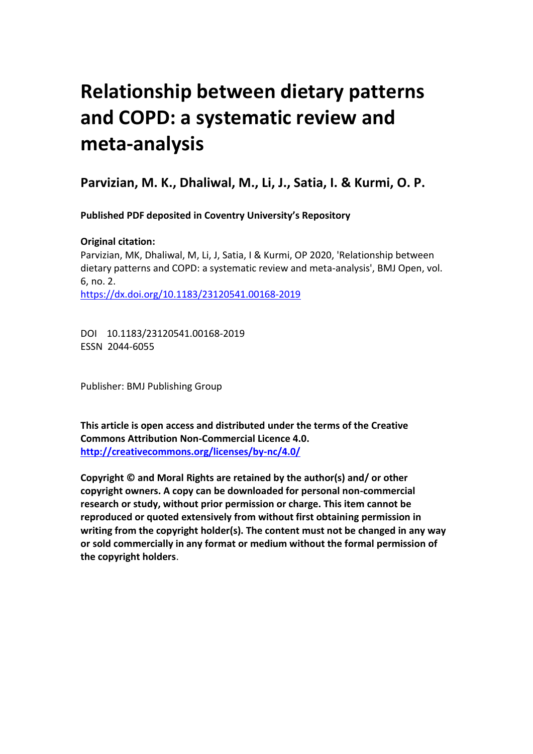# Relationship between dietary patterns and COPD: a systematic review and meta-analysis

**Parvizian, M. K., Dhaliwal, M., Li, J., Satia, I. & Kurmi, O. P.**

**Published PDF deposited in Coventry University's Repository**

**Original citation:**

Parvizian, MK, Dhaliwal, M, Li, J, Satia, I & Kurmi, OP 2020, 'Relationship between dietary patterns and COPD: a systematic review and meta-analysis', BMJ Open, vol. 6, no. 2.

https://dx.doi.org/10.1183/23120541.00168-2019

DOI 10.1183/23120541.00168-2019
ESSN 2044-6055

Publisher: BMJ Publishing Group

**This article is open access and distributed under the terms of the Creative Commons Attribution Non-Commercial Licence 4.0.**
**http://creativecommons.org/licenses/by-nc/4.0/**

**Copyright © and Moral Rights are retained by the author(s) and/ or other copyright owners. A copy can be downloaded for personal non-commercial research or study, without prior permission or charge. This item cannot be reproduced or quoted extensively from without first obtaining permission in writing from the copyright holder(s). The content must not be changed in any way or sold commercially in any format or medium without the formal permission of the copyright holders**.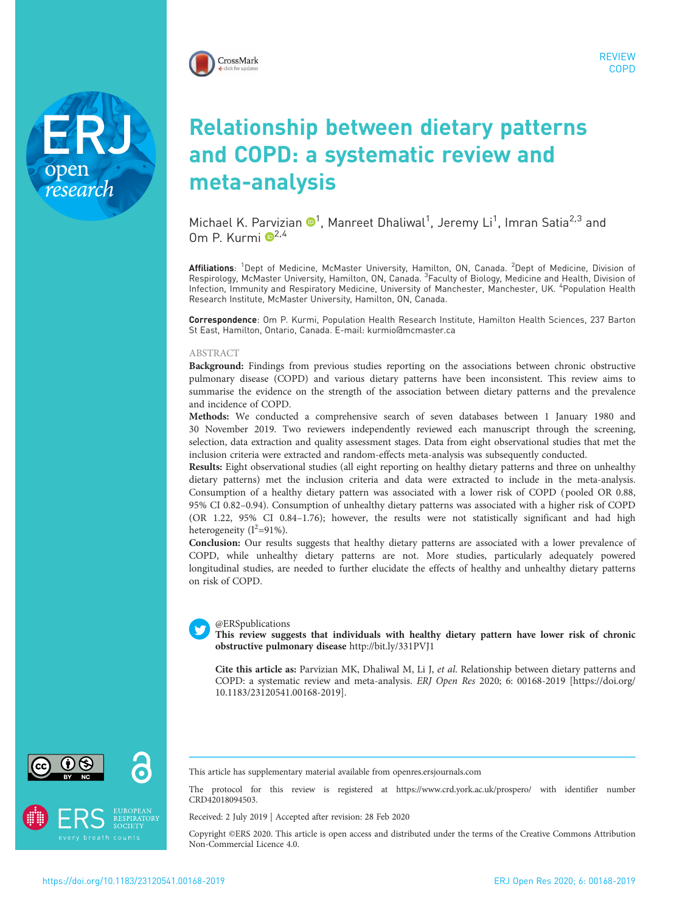REVIEW
COPD

# Relationship between dietary patterns and COPD: a systematic review and meta-analysis

Michael K. Parvizian[1], Manreet Dhaliwal[1], Jeremy Li[1], Imran Satia[2,3] and Om P. Kurmi[2,4]

**Affiliations**: [1]Dept of Medicine, McMaster University, Hamilton, ON, Canada. [2]Dept of Medicine, Division of Respirology, McMaster University, Hamilton, ON, Canada. [3]Faculty of Biology, Medicine and Health, Division of Infection, Immunity and Respiratory Medicine, University of Manchester, Manchester, UK. [4]Population Health Research Institute, McMaster University, Hamilton, ON, Canada.

**Correspondence**: Om P. Kurmi, Population Health Research Institute, Hamilton Health Sciences, 237 Barton St East, Hamilton, Ontario, Canada. E-mail: kurmio@mcmaster.ca

## ABSTRACT

**Background:** Findings from previous studies reporting on the associations between chronic obstructive pulmonary disease (COPD) and various dietary patterns have been inconsistent. This review aims to summarise the evidence on the strength of the association between dietary patterns and the prevalence and incidence of COPD.

**Methods:** We conducted a comprehensive search of seven databases between 1 January 1980 and 30 November 2019. Two reviewers independently reviewed each manuscript through the screening, selection, data extraction and quality assessment stages. Data from eight observational studies that met the inclusion criteria were extracted and random-effects meta-analysis was subsequently conducted.

**Results:** Eight observational studies (all eight reporting on healthy dietary patterns and three on unhealthy dietary patterns) met the inclusion criteria and data were extracted to include in the meta-analysis. Consumption of a healthy dietary pattern was associated with a lower risk of COPD (pooled OR 0.88, 95% CI 0.82–0.94). Consumption of unhealthy dietary patterns was associated with a higher risk of COPD (OR 1.22, 95% CI 0.84–1.76); however, the results were not statistically significant and had high heterogeneity ($I^2$=91%).

**Conclusion:** Our results suggests that healthy dietary patterns are associated with a lower prevalence of COPD, while unhealthy dietary patterns are not. More studies, particularly adequately powered longitudinal studies, are needed to further elucidate the effects of healthy and unhealthy dietary patterns on risk of COPD.

@ERSpublications
**This review suggests that individuals with healthy dietary pattern have lower risk of chronic obstructive pulmonary disease** http://bit.ly/331PVJ1

**Cite this article as:** Parvizian MK, Dhaliwal M, Li J, *et al.* Relationship between dietary patterns and COPD: a systematic review and meta-analysis. *ERJ Open Res* 2020; 6: 00168-2019 [https://doi.org/10.1183/23120541.00168-2019].

This article has supplementary material available from openres.ersjournals.com

The protocol for this review is registered at https://www.crd.york.ac.uk/prospero/ with identifier number CRD42018094503.

Received: 2 July 2019 | Accepted after revision: 28 Feb 2020

Copyright ©ERS 2020. This article is open access and distributed under the terms of the Creative Commons Attribution Non-Commercial Licence 4.0.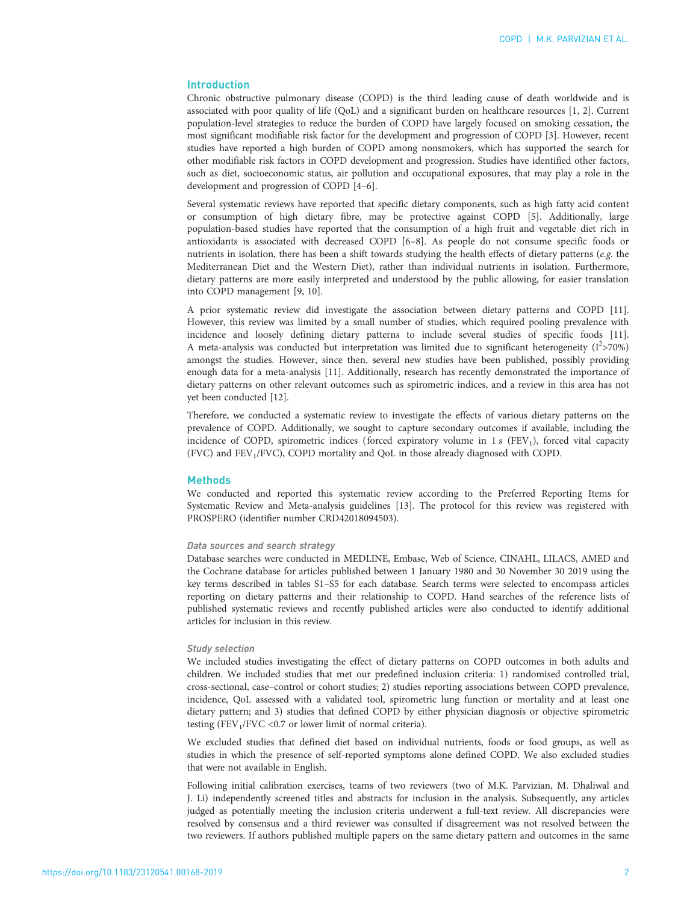## Introduction

Chronic obstructive pulmonary disease (COPD) is the third leading cause of death worldwide and is associated with poor quality of life (QoL) and a significant burden on healthcare resources [1, 2]. Current population-level strategies to reduce the burden of COPD have largely focused on smoking cessation, the most significant modifiable risk factor for the development and progression of COPD [3]. However, recent studies have reported a high burden of COPD among nonsmokers, which has supported the search for other modifiable risk factors in COPD development and progression. Studies have identified other factors, such as diet, socioeconomic status, air pollution and occupational exposures, that may play a role in the development and progression of COPD [4–6].

Several systematic reviews have reported that specific dietary components, such as high fatty acid content or consumption of high dietary fibre, may be protective against COPD [5]. Additionally, large population-based studies have reported that the consumption of a high fruit and vegetable diet rich in antioxidants is associated with decreased COPD [6–8]. As people do not consume specific foods or nutrients in isolation, there has been a shift towards studying the health effects of dietary patterns (*e.g.* the Mediterranean Diet and the Western Diet), rather than individual nutrients in isolation. Furthermore, dietary patterns are more easily interpreted and understood by the public allowing, for easier translation into COPD management [9, 10].

A prior systematic review did investigate the association between dietary patterns and COPD [11]. However, this review was limited by a small number of studies, which required pooling prevalence with incidence and loosely defining dietary patterns to include several studies of specific foods [11]. A meta-analysis was conducted but interpretation was limited due to significant heterogeneity ($I^2$>70%) amongst the studies. However, since then, several new studies have been published, possibly providing enough data for a meta-analysis [11]. Additionally, research has recently demonstrated the importance of dietary patterns on other relevant outcomes such as spirometric indices, and a review in this area has not yet been conducted [12].

Therefore, we conducted a systematic review to investigate the effects of various dietary patterns on the prevalence of COPD. Additionally, we sought to capture secondary outcomes if available, including the incidence of COPD, spirometric indices (forced expiratory volume in 1 s ($FEV_1$), forced vital capacity (FVC) and $FEV_1$/FVC), COPD mortality and QoL in those already diagnosed with COPD.

## Methods

We conducted and reported this systematic review according to the Preferred Reporting Items for Systematic Review and Meta-analysis guidelines [13]. The protocol for this review was registered with PROSPERO (identifier number CRD42018094503).

### Data sources and search strategy

Database searches were conducted in MEDLINE, Embase, Web of Science, CINAHL, LILACS, AMED and the Cochrane database for articles published between 1 January 1980 and 30 November 30 2019 using the key terms described in tables S1–S5 for each database. Search terms were selected to encompass articles reporting on dietary patterns and their relationship to COPD. Hand searches of the reference lists of published systematic reviews and recently published articles were also conducted to identify additional articles for inclusion in this review.

### Study selection

We included studies investigating the effect of dietary patterns on COPD outcomes in both adults and children. We included studies that met our predefined inclusion criteria: 1) randomised controlled trial, cross-sectional, case–control or cohort studies; 2) studies reporting associations between COPD prevalence, incidence, QoL assessed with a validated tool, spirometric lung function or mortality and at least one dietary pattern; and 3) studies that defined COPD by either physician diagnosis or objective spirometric testing ($FEV_1$/FVC <0.7 or lower limit of normal criteria).

We excluded studies that defined diet based on individual nutrients, foods or food groups, as well as studies in which the presence of self-reported symptoms alone defined COPD. We also excluded studies that were not available in English.

Following initial calibration exercises, teams of two reviewers (two of M.K. Parvizian, M. Dhaliwal and J. Li) independently screened titles and abstracts for inclusion in the analysis. Subsequently, any articles judged as potentially meeting the inclusion criteria underwent a full-text review. All discrepancies were resolved by consensus and a third reviewer was consulted if disagreement was not resolved between the two reviewers. If authors published multiple papers on the same dietary pattern and outcomes in the same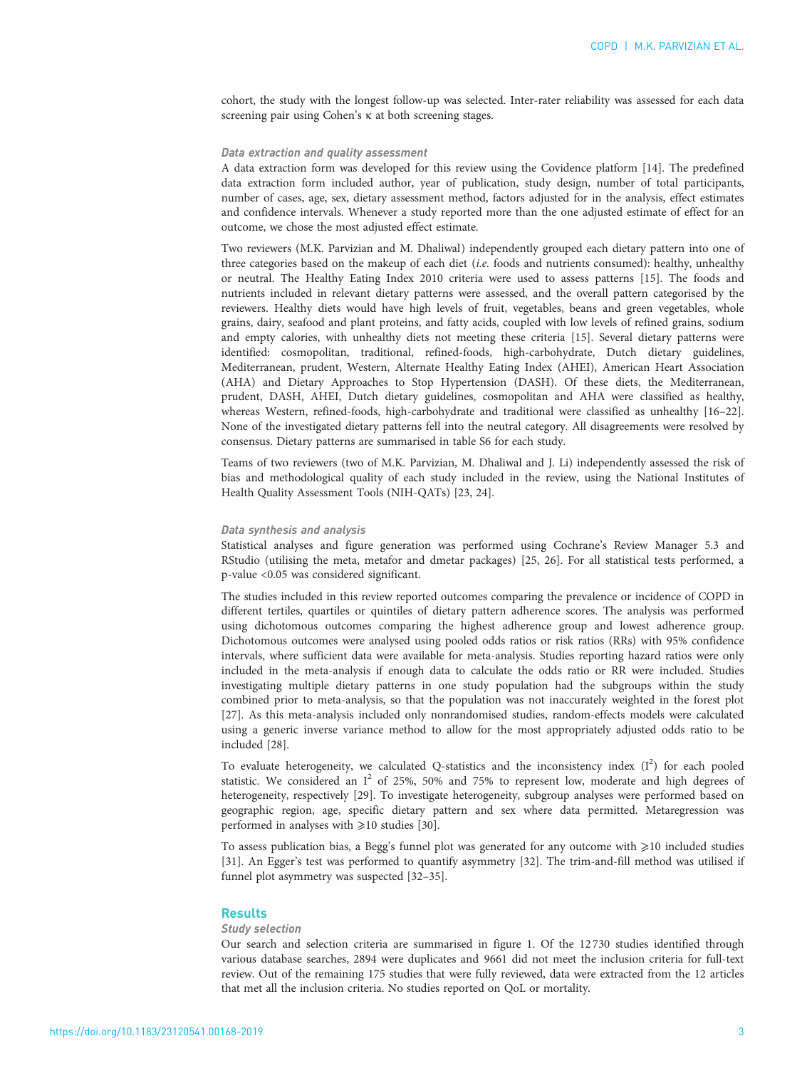cohort, the study with the longest follow-up was selected. Inter-rater reliability was assessed for each data screening pair using Cohen's κ at both screening stages.

### Data extraction and quality assessment

A data extraction form was developed for this review using the Covidence platform [14]. The predefined data extraction form included author, year of publication, study design, number of total participants, number of cases, age, sex, dietary assessment method, factors adjusted for in the analysis, effect estimates and confidence intervals. Whenever a study reported more than the one adjusted estimate of effect for an outcome, we chose the most adjusted effect estimate.

Two reviewers (M.K. Parvizian and M. Dhaliwal) independently grouped each dietary pattern into one of three categories based on the makeup of each diet (*i.e.* foods and nutrients consumed): healthy, unhealthy or neutral. The Healthy Eating Index 2010 criteria were used to assess patterns [15]. The foods and nutrients included in relevant dietary patterns were assessed, and the overall pattern categorised by the reviewers. Healthy diets would have high levels of fruit, vegetables, beans and green vegetables, whole grains, dairy, seafood and plant proteins, and fatty acids, coupled with low levels of refined grains, sodium and empty calories, with unhealthy diets not meeting these criteria [15]. Several dietary patterns were identified: cosmopolitan, traditional, refined-foods, high-carbohydrate, Dutch dietary guidelines, Mediterranean, prudent, Western, Alternate Healthy Eating Index (AHEI), American Heart Association (AHA) and Dietary Approaches to Stop Hypertension (DASH). Of these diets, the Mediterranean, prudent, DASH, AHEI, Dutch dietary guidelines, cosmopolitan and AHA were classified as healthy, whereas Western, refined-foods, high-carbohydrate and traditional were classified as unhealthy [16–22]. None of the investigated dietary patterns fell into the neutral category. All disagreements were resolved by consensus. Dietary patterns are summarised in table S6 for each study.

Teams of two reviewers (two of M.K. Parvizian, M. Dhaliwal and J. Li) independently assessed the risk of bias and methodological quality of each study included in the review, using the National Institutes of Health Quality Assessment Tools (NIH-QATs) [23, 24].

### Data synthesis and analysis

Statistical analyses and figure generation was performed using Cochrane's Review Manager 5.3 and RStudio (utilising the meta, metafor and dmetar packages) [25, 26]. For all statistical tests performed, a p-value $<0.05$ was considered significant.

The studies included in this review reported outcomes comparing the prevalence or incidence of COPD in different tertiles, quartiles or quintiles of dietary pattern adherence scores. The analysis was performed using dichotomous outcomes comparing the highest adherence group and lowest adherence group. Dichotomous outcomes were analysed using pooled odds ratios or risk ratios (RRs) with 95% confidence intervals, where sufficient data were available for meta-analysis. Studies reporting hazard ratios were only included in the meta-analysis if enough data to calculate the odds ratio or RR were included. Studies investigating multiple dietary patterns in one study population had the subgroups within the study combined prior to meta-analysis, so that the population was not inaccurately weighted in the forest plot [27]. As this meta-analysis included only nonrandomised studies, random-effects models were calculated using a generic inverse variance method to allow for the most appropriately adjusted odds ratio to be included [28].

To evaluate heterogeneity, we calculated Q-statistics and the inconsistency index ($I^2$) for each pooled statistic. We considered an $I^2$ of 25%, 50% and 75% to represent low, moderate and high degrees of heterogeneity, respectively [29]. To investigate heterogeneity, subgroup analyses were performed based on geographic region, age, specific dietary pattern and sex where data permitted. Metaregression was performed in analyses with $\geqslant$10 studies [30].

To assess publication bias, a Begg's funnel plot was generated for any outcome with $\geqslant$10 included studies [31]. An Egger's test was performed to quantify asymmetry [32]. The trim-and-fill method was utilised if funnel plot asymmetry was suspected [32–35].

## Results

### Study selection

Our search and selection criteria are summarised in figure 1. Of the 12 730 studies identified through various database searches, 2894 were duplicates and 9661 did not meet the inclusion criteria for full-text review. Out of the remaining 175 studies that were fully reviewed, data were extracted from the 12 articles that met all the inclusion criteria. No studies reported on QoL or mortality.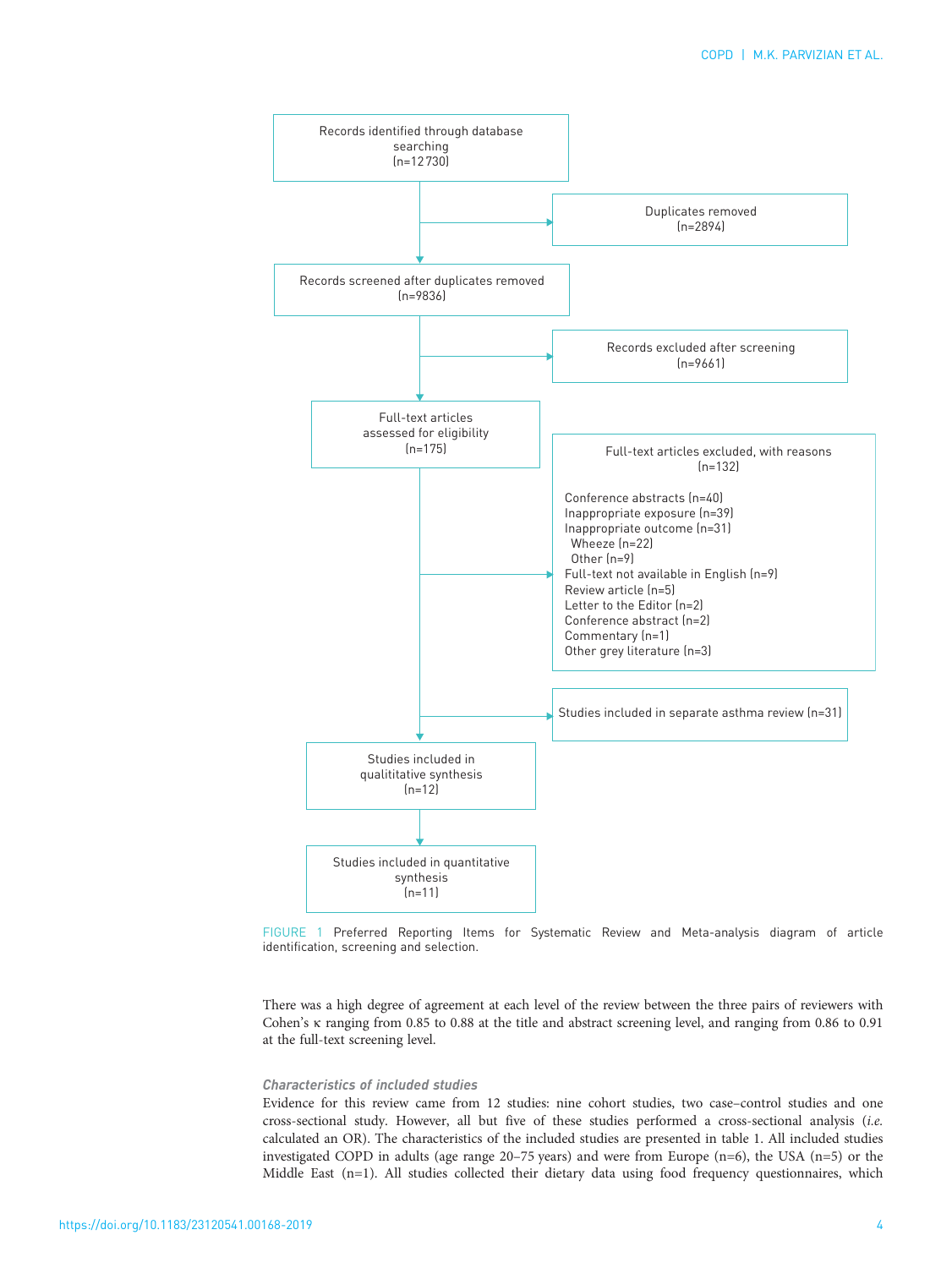Records identified through database searching (n=12 730)

Duplicates removed (n=2894)

Records screened after duplicates removed (n=9836)

Records excluded after screening (n=9661)

Full-text articles assessed for eligibility (n=175)

Full-text articles excluded, with reasons (n=132)

- Conference abstracts (n=40)
- Inappropriate exposure (n=39)
- Inappropriate outcome (n=31)
  - Wheeze (n=22)
  - Other (n=9)
- Full-text not available in English (n=9)
- Review article (n=5)
- Letter to the Editor (n=2)
- Conference abstract (n=2)
- Commentary (n=1)
- Other grey literature (n=3)

Studies included in separate asthma review (n=31)

Studies included in qualititative synthesis (n=12)

Studies included in quantitative synthesis (n=11)

FIGURE 1 Preferred Reporting Items for Systematic Review and Meta-analysis diagram of article identification, screening and selection.

There was a high degree of agreement at each level of the review between the three pairs of reviewers with Cohen's κ ranging from 0.85 to 0.88 at the title and abstract screening level, and ranging from 0.86 to 0.91 at the full-text screening level.

### *Characteristics of included studies*

Evidence for this review came from 12 studies: nine cohort studies, two case–control studies and one cross-sectional study. However, all but five of these studies performed a cross-sectional analysis (*i.e.* calculated an OR). The characteristics of the included studies are presented in table 1. All included studies investigated COPD in adults (age range 20–75 years) and were from Europe (n=6), the USA (n=5) or the Middle East (n=1). All studies collected their dietary data using food frequency questionnaires, which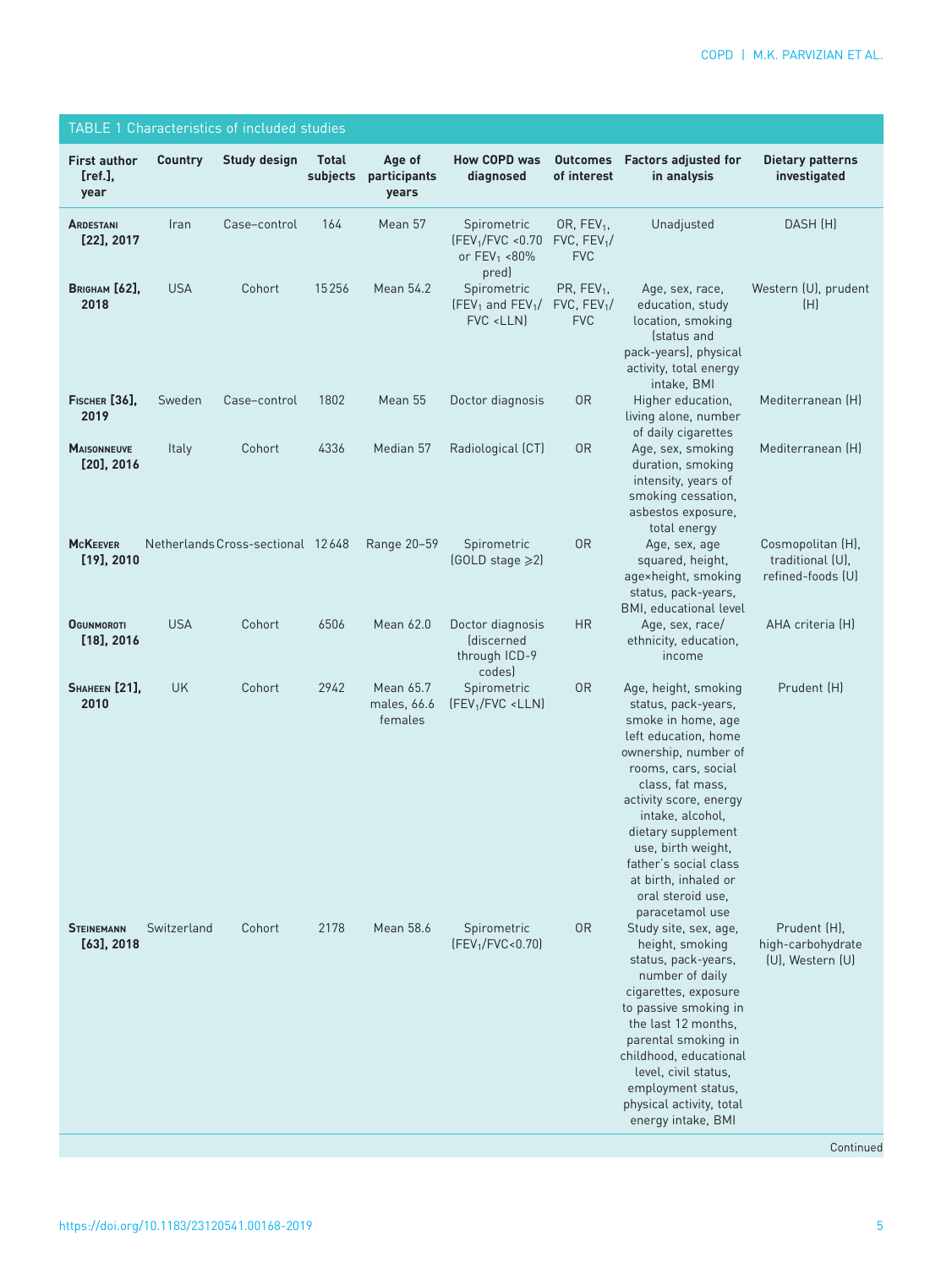TABLE 1 Characteristics of included studies

| First author [ref.], year | Country | Study design | Total subjects | Age of participants years | How COPD was diagnosed | Outcomes of interest | Factors adjusted for in analysis | Dietary patterns investigated |
|---|---|---|---|---|---|---|---|---|
| **Ardestani [22], 2017** | Iran | Case–control | 164 | Mean 57 | Spirometric ($FEV_1$/FVC <0.70 or $FEV_1$ <80% pred) | OR, $FEV_1$, FVC, $FEV_1$/FVC | Unadjusted | DASH (H) |
| **Brigham [62], 2018** | USA | Cohort | 15256 | Mean 54.2 | Spirometric ($FEV_1$ and $FEV_1$/FVC <LLN) | PR, $FEV_1$, FVC, $FEV_1$/FVC | Age, sex, race, education, study location, smoking (status and pack-years), physical activity, total energy intake, BMI | Western (U), prudent (H) |
| **Fischer [36], 2019** | Sweden | Case–control | 1802 | Mean 55 | Doctor diagnosis | OR | Higher education, living alone, number of daily cigarettes | Mediterranean (H) |
| **Maisonneuve [20], 2016** | Italy | Cohort | 4336 | Median 57 | Radiological (CT) | OR | Age, sex, smoking duration, smoking intensity, years of smoking cessation, asbestos exposure, total energy | Mediterranean (H) |
| **McKeever [19], 2010** | Netherlands | Cross-sectional | 12648 | Range 20–59 | Spirometric (GOLD stage ⩾2) | OR | Age, sex, age squared, height, age×height, smoking status, pack-years, BMI, educational level | Cosmopolitan (H), traditional (U), refined-foods (U) |
| **Ogunmoroti [18], 2016** | USA | Cohort | 6506 | Mean 62.0 | Doctor diagnosis (discerned through ICD-9 codes) | HR | Age, sex, race/ethnicity, education, income | AHA criteria (H) |
| **Shaheen [21], 2010** | UK | Cohort | 2942 | Mean 65.7 males, 66.6 females | Spirometric ($FEV_1$/FVC <LLN) | OR | Age, height, smoking status, pack-years, smoke in home, age left education, home ownership, number of rooms, cars, social class, fat mass, activity score, energy intake, alcohol, dietary supplement use, birth weight, father's social class at birth, inhaled or oral steroid use, paracetamol use | Prudent (H) |
| **Steinemann [63], 2018** | Switzerland | Cohort | 2178 | Mean 58.6 | Spirometric ($FEV_1$/FVC<0.70) | OR | Study site, sex, age, height, smoking status, pack-years, number of daily cigarettes, exposure to passive smoking in the last 12 months, parental smoking in childhood, educational level, civil status, employment status, physical activity, total energy intake, BMI | Prudent (H), high-carbohydrate (U), Western (U) |

Continued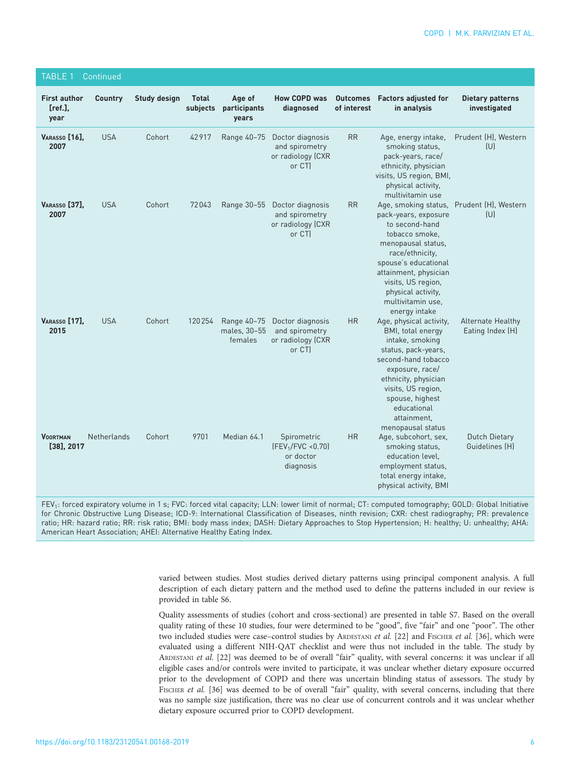TABLE 1 Continued

| First author [ref.], year | Country | Study design | Total subjects | Age of participants years | How COPD was diagnosed | Outcomes of interest | Factors adjusted for in analysis | Dietary patterns investigated |
|---|---|---|---|---|---|---|---|---|
| VARASSO [16], 2007 | USA | Cohort | 42917 | Range 40–75 | Doctor diagnosis and spirometry or radiology (CXR or CT) | RR | Age, energy intake, smoking status, pack-years, race/ethnicity, physician visits, US region, BMI, physical activity, multivitamin use | Prudent (H), Western (U) |
| VARASSO [37], 2007 | USA | Cohort | 72043 | Range 30–55 | Doctor diagnosis and spirometry or radiology (CXR or CT) | RR | Age, smoking status, pack-years, exposure to second-hand tobacco smoke, menopausal status, race/ethnicity, spouse's educational attainment, physician visits, US region, physical activity, multivitamin use, energy intake | Prudent (H), Western (U) |
| VARASSO [17], 2015 | USA | Cohort | 120254 | Range 40–75 males, 30–55 females | Doctor diagnosis and spirometry or radiology (CXR or CT) | HR | Age, physical activity, BMI, total energy intake, smoking status, pack-years, second-hand tobacco exposure, race/ethnicity, physician visits, US region, spouse, highest educational attainment, menopausal status | Alternate Healthy Eating Index (H) |
| VOORTMAN [38], 2017 | Netherlands | Cohort | 9701 | Median 64.1 | Spirometric ($FEV_1$/FVC <0.70) or doctor diagnosis | HR | Age, subcohort, sex, smoking status, education level, employment status, total energy intake, physical activity, BMI | Dutch Dietary Guidelines (H) |

$FEV_1$: forced expiratory volume in 1 s; FVC: forced vital capacity; LLN: lower limit of normal; CT: computed tomography; GOLD: Global Initiative for Chronic Obstructive Lung Disease; ICD-9: International Classification of Diseases, ninth revision; CXR: chest radiography; PR: prevalence ratio; HR: hazard ratio; RR: risk ratio; BMI: body mass index; DASH: Dietary Approaches to Stop Hypertension; H: healthy; U: unhealthy; AHA: American Heart Association; AHEI: Alternative Healthy Eating Index.

varied between studies. Most studies derived dietary patterns using principal component analysis. A full description of each dietary pattern and the method used to define the patterns included in our review is provided in table S6.

Quality assessments of studies (cohort and cross-sectional) are presented in table S7. Based on the overall quality rating of these 10 studies, four were determined to be "good", five "fair" and one "poor". The other two included studies were case–control studies by ARDESTANI *et al.* [22] and FISCHER *et al.* [36], which were evaluated using a different NIH-QAT checklist and were thus not included in the table. The study by ARDESTANI *et al.* [22] was deemed to be of overall "fair" quality, with several concerns: it was unclear if all eligible cases and/or controls were invited to participate, it was unclear whether dietary exposure occurred prior to the development of COPD and there was uncertain blinding status of assessors. The study by FISCHER *et al.* [36] was deemed to be of overall "fair" quality, with several concerns, including that there was no sample size justification, there was no clear use of concurrent controls and it was unclear whether dietary exposure occurred prior to COPD development.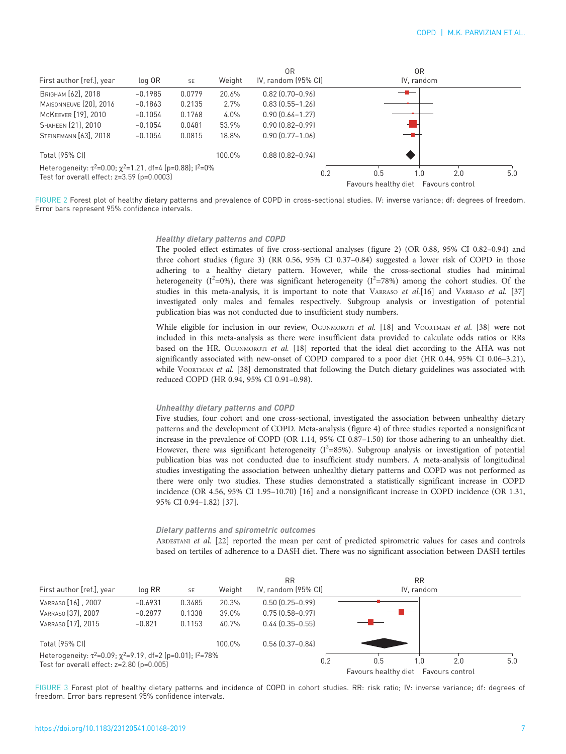| First author [ref.], year | log OR | SE | Weight | OR IV, random (95% CI) |
|---|---|---|---|---|
| Brigham [62], 2018 | −0.1985 | 0.0779 | 20.6% | 0.82 (0.70–0.96) |
| Maisonneuve [20], 2016 | −0.1863 | 0.2135 | 2.7% | 0.83 (0.55–1.26) |
| McKeever [19], 2010 | −0.1054 | 0.1768 | 4.0% | 0.90 (0.64–1.27) |
| Shaheen [21], 2010 | −0.1054 | 0.0481 | 53.9% | 0.90 (0.82–0.99) |
| Steinemann [63], 2018 | −0.1054 | 0.0815 | 18.8% | 0.90 (0.77–1.06) |
| Total (95% CI) | | | 100.0% | 0.88 (0.82–0.94) |

Heterogeneity: $\tau^2$=0.00; $\chi^2$=1.21, df=4 (p=0.88); $I^2$=0%
Test for overall effect: z=3.59 (p=0.0003)

FIGURE 2 Forest plot of healthy dietary patterns and prevalence of COPD in cross-sectional studies. IV: inverse variance; df: degrees of freedom. Error bars represent 95% confidence intervals.

### Healthy dietary patterns and COPD

The pooled effect estimates of five cross-sectional analyses (figure 2) (OR 0.88, 95% CI 0.82–0.94) and three cohort studies (figure 3) (RR 0.56, 95% CI 0.37–0.84) suggested a lower risk of COPD in those adhering to a healthy dietary pattern. However, while the cross-sectional studies had minimal heterogeneity ($I^2$=0%), there was significant heterogeneity ($I^2$=78%) among the cohort studies. Of the studies in this meta-analysis, it is important to note that Varraso *et al.*[16] and Varraso *et al.* [37] investigated only males and females respectively. Subgroup analysis or investigation of potential publication bias was not conducted due to insufficient study numbers.

While eligible for inclusion in our review, Ogunmoroti *et al.* [18] and Voortman *et al.* [38] were not included in this meta-analysis as there were insufficient data provided to calculate odds ratios or RRs based on the HR. Ogunmoroti *et al.* [18] reported that the ideal diet according to the AHA was not significantly associated with new-onset of COPD compared to a poor diet (HR 0.44, 95% CI 0.06–3.21), while Voortman *et al.* [38] demonstrated that following the Dutch dietary guidelines was associated with reduced COPD (HR 0.94, 95% CI 0.91–0.98).

### Unhealthy dietary patterns and COPD

Five studies, four cohort and one cross-sectional, investigated the association between unhealthy dietary patterns and the development of COPD. Meta-analysis (figure 4) of three studies reported a nonsignificant increase in the prevalence of COPD (OR 1.14, 95% CI 0.87–1.50) for those adhering to an unhealthy diet. However, there was significant heterogeneity ($I^2$=85%). Subgroup analysis or investigation of potential publication bias was not conducted due to insufficient study numbers. A meta-analysis of longitudinal studies investigating the association between unhealthy dietary patterns and COPD was not performed as there were only two studies. These studies demonstrated a statistically significant increase in COPD incidence (OR 4.56, 95% CI 1.95–10.70) [16] and a nonsignificant increase in COPD incidence (OR 1.31, 95% CI 0.94–1.82) [37].

### Dietary patterns and spirometric outcomes

Ardestani *et al.* [22] reported the mean per cent of predicted spirometric values for cases and controls based on tertiles of adherence to a DASH diet. There was no significant association between DASH tertiles

| First author [ref.], year | log RR | SE | Weight | RR IV, random (95% CI) |
|---|---|---|---|---|
| Varraso [16], 2007 | −0.6931 | 0.3485 | 20.3% | 0.50 (0.25–0.99) |
| Varraso [37], 2007 | −0.2877 | 0.1338 | 39.0% | 0.75 (0.58–0.97) |
| Varraso [17], 2015 | −0.821 | 0.1153 | 40.7% | 0.44 (0.35–0.55) |
| Total (95% CI) | | | 100.0% | 0.56 (0.37–0.84) |

Heterogeneity: $\tau^2$=0.09; $\chi^2$=9.19, df=2 (p=0.01); $I^2$=78%
Test for overall effect: z=2.80 (p=0.005)

FIGURE 3 Forest plot of healthy dietary patterns and incidence of COPD in cohort studies. RR: risk ratio; IV: inverse variance; df: degrees of freedom. Error bars represent 95% confidence intervals.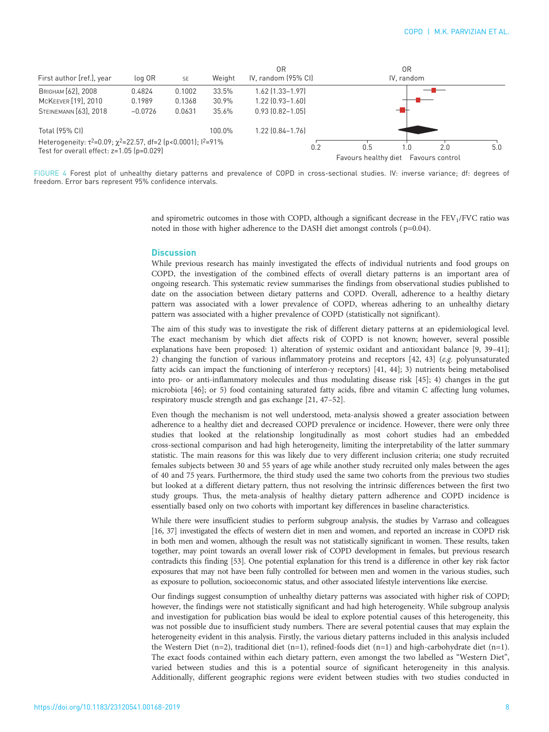| First author [ref.], year | log OR | SE | Weight | OR IV, random (95% CI) |
|---|---|---|---|---|
| Brigham [62], 2008 | 0.4824 | 0.1002 | 33.5% | 1.62 (1.33–1.97) |
| McKeever [19], 2010 | 0.1989 | 0.1368 | 30.9% | 1.22 (0.93–1.60) |
| Steinemann [63], 2018 | −0.0726 | 0.0631 | 35.6% | 0.93 (0.82–1.05) |
| Total (95% CI) | | | 100.0% | 1.22 (0.84–1.76) |

Heterogeneity: $\tau^2$=0.09; $\chi^2$=22.57, df=2 (p<0.0001); $I^2$=91%
Test for overall effect: z=1.05 (p=0.029)

OR
IV, random
0.2
0.5
1.0
2.0
5.0
Favours healthy diet
Favours control

FIGURE 4 Forest plot of unhealthy dietary patterns and prevalence of COPD in cross-sectional studies. IV: inverse variance; df: degrees of freedom. Error bars represent 95% confidence intervals.

and spirometric outcomes in those with COPD, although a significant decrease in the $FEV_1$/FVC ratio was noted in those with higher adherence to the DASH diet amongst controls (p=0.04).

## Discussion

While previous research has mainly investigated the effects of individual nutrients and food groups on COPD, the investigation of the combined effects of overall dietary patterns is an important area of ongoing research. This systematic review summarises the findings from observational studies published to date on the association between dietary patterns and COPD. Overall, adherence to a healthy dietary pattern was associated with a lower prevalence of COPD, whereas adhering to an unhealthy dietary pattern was associated with a higher prevalence of COPD (statistically not significant).

The aim of this study was to investigate the risk of different dietary patterns at an epidemiological level. The exact mechanism by which diet affects risk of COPD is not known; however, several possible explanations have been proposed: 1) alteration of systemic oxidant and antioxidant balance [9, 39–41]; 2) changing the function of various inflammatory proteins and receptors [42, 43] (*e.g.* polyunsaturated fatty acids can impact the functioning of interferon-γ receptors) [41, 44]; 3) nutrients being metabolised into pro- or anti-inflammatory molecules and thus modulating disease risk [45]; 4) changes in the gut microbiota [46]; or 5) food containing saturated fatty acids, fibre and vitamin C affecting lung volumes, respiratory muscle strength and gas exchange [21, 47–52].

Even though the mechanism is not well understood, meta-analysis showed a greater association between adherence to a healthy diet and decreased COPD prevalence or incidence. However, there were only three studies that looked at the relationship longitudinally as most cohort studies had an embedded cross-sectional comparison and had high heterogeneity, limiting the interpretability of the latter summary statistic. The main reasons for this was likely due to very different inclusion criteria; one study recruited females subjects between 30 and 55 years of age while another study recruited only males between the ages of 40 and 75 years. Furthermore, the third study used the same two cohorts from the previous two studies but looked at a different dietary pattern, thus not resolving the intrinsic differences between the first two study groups. Thus, the meta-analysis of healthy dietary pattern adherence and COPD incidence is essentially based only on two cohorts with important key differences in baseline characteristics.

While there were insufficient studies to perform subgroup analysis, the studies by Varraso and colleagues [16, 37] investigated the effects of western diet in men and women, and reported an increase in COPD risk in both men and women, although the result was not statistically significant in women. These results, taken together, may point towards an overall lower risk of COPD development in females, but previous research contradicts this finding [53]. One potential explanation for this trend is a difference in other key risk factor exposures that may not have been fully controlled for between men and women in the various studies, such as exposure to pollution, socioeconomic status, and other associated lifestyle interventions like exercise.

Our findings suggest consumption of unhealthy dietary patterns was associated with higher risk of COPD; however, the findings were not statistically significant and had high heterogeneity. While subgroup analysis and investigation for publication bias would be ideal to explore potential causes of this heterogeneity, this was not possible due to insufficient study numbers. There are several potential causes that may explain the heterogeneity evident in this analysis. Firstly, the various dietary patterns included in this analysis included the Western Diet (n=2), traditional diet (n=1), refined-foods diet (n=1) and high-carbohydrate diet (n=1). The exact foods contained within each dietary pattern, even amongst the two labelled as "Western Diet", varied between studies and this is a potential source of significant heterogeneity in this analysis. Additionally, different geographic regions were evident between studies with two studies conducted in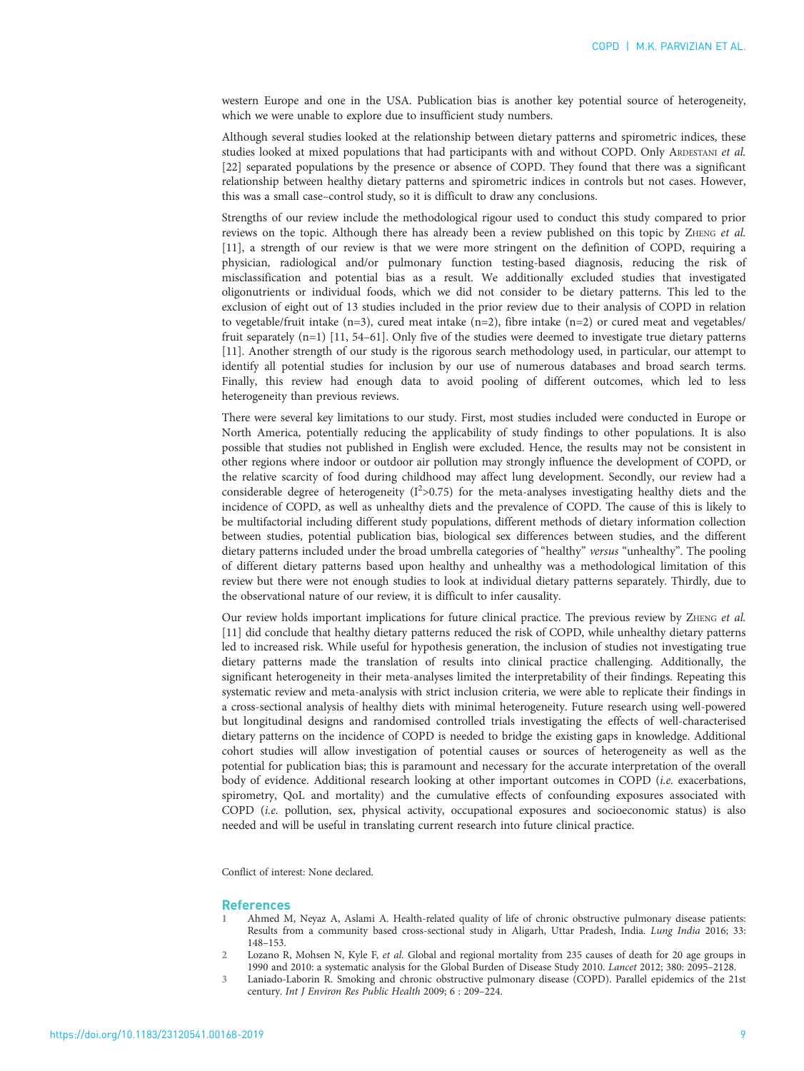western Europe and one in the USA. Publication bias is another key potential source of heterogeneity, which we were unable to explore due to insufficient study numbers.

Although several studies looked at the relationship between dietary patterns and spirometric indices, these studies looked at mixed populations that had participants with and without COPD. Only Ardestani *et al.* [22] separated populations by the presence or absence of COPD. They found that there was a significant relationship between healthy dietary patterns and spirometric indices in controls but not cases. However, this was a small case–control study, so it is difficult to draw any conclusions.

Strengths of our review include the methodological rigour used to conduct this study compared to prior reviews on the topic. Although there has already been a review published on this topic by Zheng *et al.* [11], a strength of our review is that we were more stringent on the definition of COPD, requiring a physician, radiological and/or pulmonary function testing-based diagnosis, reducing the risk of misclassification and potential bias as a result. We additionally excluded studies that investigated oligonutrients or individual foods, which we did not consider to be dietary patterns. This led to the exclusion of eight out of 13 studies included in the prior review due to their analysis of COPD in relation to vegetable/fruit intake (n=3), cured meat intake (n=2), fibre intake (n=2) or cured meat and vegetables/fruit separately (n=1) [11, 54–61]. Only five of the studies were deemed to investigate true dietary patterns [11]. Another strength of our study is the rigorous search methodology used, in particular, our attempt to identify all potential studies for inclusion by our use of numerous databases and broad search terms. Finally, this review had enough data to avoid pooling of different outcomes, which led to less heterogeneity than previous reviews.

There were several key limitations to our study. First, most studies included were conducted in Europe or North America, potentially reducing the applicability of study findings to other populations. It is also possible that studies not published in English were excluded. Hence, the results may not be consistent in other regions where indoor or outdoor air pollution may strongly influence the development of COPD, or the relative scarcity of food during childhood may affect lung development. Secondly, our review had a considerable degree of heterogeneity ($I^2$>0.75) for the meta-analyses investigating healthy diets and the incidence of COPD, as well as unhealthy diets and the prevalence of COPD. The cause of this is likely to be multifactorial including different study populations, different methods of dietary information collection between studies, potential publication bias, biological sex differences between studies, and the different dietary patterns included under the broad umbrella categories of "healthy" *versus* "unhealthy". The pooling of different dietary patterns based upon healthy and unhealthy was a methodological limitation of this review but there were not enough studies to look at individual dietary patterns separately. Thirdly, due to the observational nature of our review, it is difficult to infer causality.

Our review holds important implications for future clinical practice. The previous review by Zheng *et al.* [11] did conclude that healthy dietary patterns reduced the risk of COPD, while unhealthy dietary patterns led to increased risk. While useful for hypothesis generation, the inclusion of studies not investigating true dietary patterns made the translation of results into clinical practice challenging. Additionally, the significant heterogeneity in their meta-analyses limited the interpretability of their findings. Repeating this systematic review and meta-analysis with strict inclusion criteria, we were able to replicate their findings in a cross-sectional analysis of healthy diets with minimal heterogeneity. Future research using well-powered but longitudinal designs and randomised controlled trials investigating the effects of well-characterised dietary patterns on the incidence of COPD is needed to bridge the existing gaps in knowledge. Additional cohort studies will allow investigation of potential causes or sources of heterogeneity as well as the potential for publication bias; this is paramount and necessary for the accurate interpretation of the overall body of evidence. Additional research looking at other important outcomes in COPD (*i.e.* exacerbations, spirometry, QoL and mortality) and the cumulative effects of confounding exposures associated with COPD (*i.e.* pollution, sex, physical activity, occupational exposures and socioeconomic status) is also needed and will be useful in translating current research into future clinical practice.

Conflict of interest: None declared.

## References

1. Ahmed M, Neyaz A, Aslami A. Health-related quality of life of chronic obstructive pulmonary disease patients: Results from a community based cross-sectional study in Aligarh, Uttar Pradesh, India. *Lung India* 2016; 33: 148–153.
2. Lozano R, Mohsen N, Kyle F, *et al.* Global and regional mortality from 235 causes of death for 20 age groups in 1990 and 2010: a systematic analysis for the Global Burden of Disease Study 2010. *Lancet* 2012; 380: 2095–2128.
3. Laniado-Laborin R. Smoking and chronic obstructive pulmonary disease (COPD). Parallel epidemics of the 21st century. *Int J Environ Res Public Health* 2009; 6 : 209–224.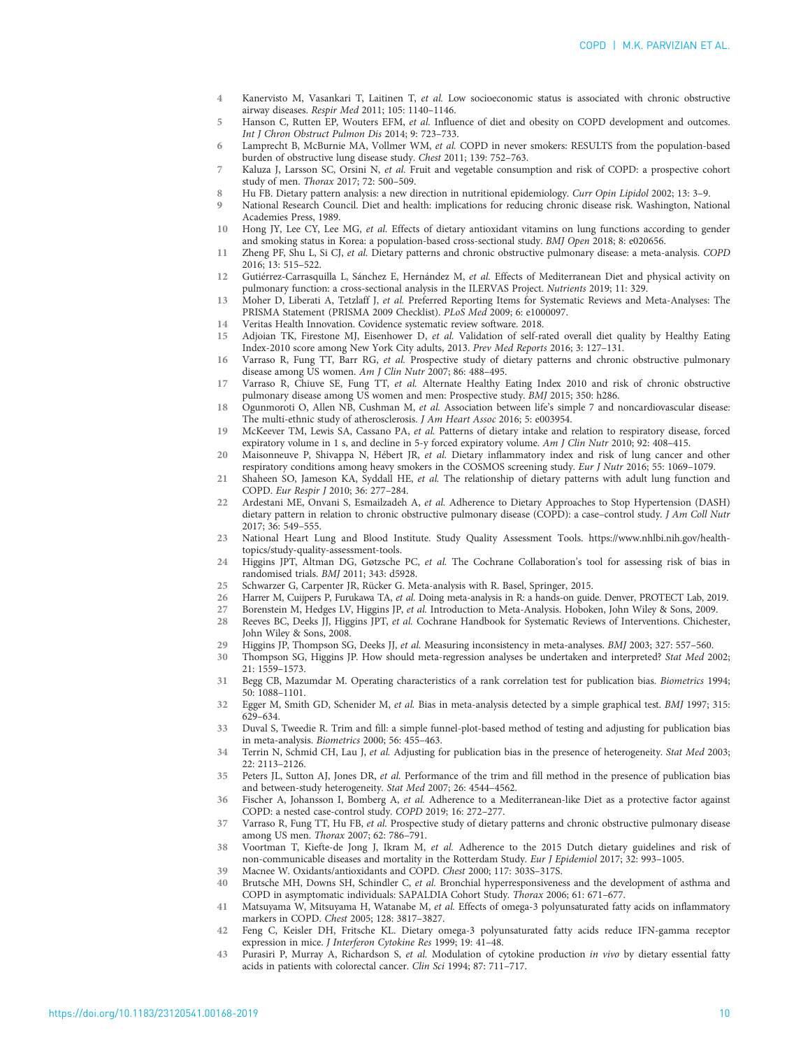4 Kanervisto M, Vasankari T, Laitinen T, *et al.* Low socioeconomic status is associated with chronic obstructive airway diseases. *Respir Med* 2011; 105: 1140–1146.
5 Hanson C, Rutten EP, Wouters EFM, *et al.* Influence of diet and obesity on COPD development and outcomes. *Int J Chron Obstruct Pulmon Dis* 2014; 9: 723–733.
6 Lamprecht B, McBurnie MA, Vollmer WM, *et al.* COPD in never smokers: RESULTS from the population-based burden of obstructive lung disease study. *Chest* 2011; 139: 752–763.
7 Kaluza J, Larsson SC, Orsini N, *et al.* Fruit and vegetable consumption and risk of COPD: a prospective cohort study of men. *Thorax* 2017; 72: 500–509.
8 Hu FB. Dietary pattern analysis: a new direction in nutritional epidemiology. *Curr Opin Lipidol* 2002; 13: 3–9.
9 National Research Council. Diet and health: implications for reducing chronic disease risk. Washington, National Academies Press, 1989.
10 Hong JY, Lee CY, Lee MG, *et al.* Effects of dietary antioxidant vitamins on lung functions according to gender and smoking status in Korea: a population-based cross-sectional study. *BMJ Open* 2018; 8: e020656.
11 Zheng PF, Shu L, Si CJ, *et al.* Dietary patterns and chronic obstructive pulmonary disease: a meta-analysis. *COPD* 2016; 13: 515–522.
12 Gutiérrez-Carrasquilla L, Sánchez E, Hernández M, *et al.* Effects of Mediterranean Diet and physical activity on pulmonary function: a cross-sectional analysis in the ILERVAS Project. *Nutrients* 2019; 11: 329.
13 Moher D, Liberati A, Tetzlaff J, *et al.* Preferred Reporting Items for Systematic Reviews and Meta-Analyses: The PRISMA Statement (PRISMA 2009 Checklist). *PLoS Med* 2009; 6: e1000097.
14 Veritas Health Innovation. Covidence systematic review software. 2018.
15 Adjoian TK, Firestone MJ, Eisenhower D, *et al.* Validation of self-rated overall diet quality by Healthy Eating Index-2010 score among New York City adults, 2013. *Prev Med Reports* 2016; 3: 127–131.
16 Varraso R, Fung TT, Barr RG, *et al.* Prospective study of dietary patterns and chronic obstructive pulmonary disease among US women. *Am J Clin Nutr* 2007; 86: 488–495.
17 Varraso R, Chiuve SE, Fung TT, *et al.* Alternate Healthy Eating Index 2010 and risk of chronic obstructive pulmonary disease among US women and men: Prospective study. *BMJ* 2015; 350: h286.
18 Ogunmoroti O, Allen NB, Cushman M, *et al.* Association between life's simple 7 and noncardiovascular disease: The multi-ethnic study of atherosclerosis. *J Am Heart Assoc* 2016; 5: e003954.
19 McKeever TM, Lewis SA, Cassano PA, *et al.* Patterns of dietary intake and relation to respiratory disease, forced expiratory volume in 1 s, and decline in 5-y forced expiratory volume. *Am J Clin Nutr* 2010; 92: 408–415.
20 Maisonneuve P, Shivappa N, Hébert JR, *et al.* Dietary inflammatory index and risk of lung cancer and other respiratory conditions among heavy smokers in the COSMOS screening study. *Eur J Nutr* 2016; 55: 1069–1079.
21 Shaheen SO, Jameson KA, Syddall HE, *et al.* The relationship of dietary patterns with adult lung function and COPD. *Eur Respir J* 2010; 36: 277–284.
22 Ardestani ME, Onvani S, Esmailzadeh A, *et al.* Adherence to Dietary Approaches to Stop Hypertension (DASH) dietary pattern in relation to chronic obstructive pulmonary disease (COPD): a case–control study. *J Am Coll Nutr* 2017; 36: 549–555.
23 National Heart Lung and Blood Institute. Study Quality Assessment Tools. https://www.nhlbi.nih.gov/health-topics/study-quality-assessment-tools.
24 Higgins JPT, Altman DG, Gøtzsche PC, *et al.* The Cochrane Collaboration's tool for assessing risk of bias in randomised trials. *BMJ* 2011; 343: d5928.
25 Schwarzer G, Carpenter JR, Rücker G. Meta-analysis with R. Basel, Springer, 2015.
26 Harrer M, Cuijpers P, Furukawa TA, *et al.* Doing meta-analysis in R: a hands-on guide. Denver, PROTECT Lab, 2019.
27 Borenstein M, Hedges LV, Higgins JP, *et al.* Introduction to Meta-Analysis. Hoboken, John Wiley & Sons, 2009.
28 Reeves BC, Deeks JJ, Higgins JPT, *et al.* Cochrane Handbook for Systematic Reviews of Interventions. Chichester, John Wiley & Sons, 2008.
29 Higgins JP, Thompson SG, Deeks JJ, *et al.* Measuring inconsistency in meta-analyses. *BMJ* 2003; 327: 557–560.
30 Thompson SG, Higgins JP. How should meta-regression analyses be undertaken and interpreted? *Stat Med* 2002; 21: 1559–1573.
31 Begg CB, Mazumdar M. Operating characteristics of a rank correlation test for publication bias. *Biometrics* 1994; 50: 1088–1101.
32 Egger M, Smith GD, Schenider M, *et al.* Bias in meta-analysis detected by a simple graphical test. *BMJ* 1997; 315: 629–634.
33 Duval S, Tweedie R. Trim and fill: a simple funnel-plot-based method of testing and adjusting for publication bias in meta-analysis. *Biometrics* 2000; 56: 455–463.
34 Terrin N, Schmid CH, Lau J, *et al.* Adjusting for publication bias in the presence of heterogeneity. *Stat Med* 2003; 22: 2113–2126.
35 Peters JL, Sutton AJ, Jones DR, *et al.* Performance of the trim and fill method in the presence of publication bias and between-study heterogeneity. *Stat Med* 2007; 26: 4544–4562.
36 Fischer A, Johansson I, Bomberg A, *et al.* Adherence to a Mediterranean-like Diet as a protective factor against COPD: a nested case-control study. *COPD* 2019; 16: 272–277.
37 Varraso R, Fung TT, Hu FB, *et al.* Prospective study of dietary patterns and chronic obstructive pulmonary disease among US men. *Thorax* 2007; 62: 786–791.
38 Voortman T, Kiefte-de Jong J, Ikram M, *et al.* Adherence to the 2015 Dutch dietary guidelines and risk of non-communicable diseases and mortality in the Rotterdam Study. *Eur J Epidemiol* 2017; 32: 993–1005.
39 Macnee W. Oxidants/antioxidants and COPD. *Chest* 2000; 117: 303S–317S.
40 Brutsche MH, Downs SH, Schindler C, *et al.* Bronchial hyperresponsiveness and the development of asthma and COPD in asymptomatic individuals: SAPALDIA Cohort Study. *Thorax* 2006; 61: 671–677.
41 Matsuyama W, Mitsuyama H, Watanabe M, *et al.* Effects of omega-3 polyunsaturated fatty acids on inflammatory markers in COPD. *Chest* 2005; 128: 3817–3827.
42 Feng C, Keisler DH, Fritsche KL. Dietary omega-3 polyunsaturated fatty acids reduce IFN-gamma receptor expression in mice. *J Interferon Cytokine Res* 1999; 19: 41–48.
43 Purasiri P, Murray A, Richardson S, *et al.* Modulation of cytokine production *in vivo* by dietary essential fatty acids in patients with colorectal cancer. *Clin Sci* 1994; 87: 711–717.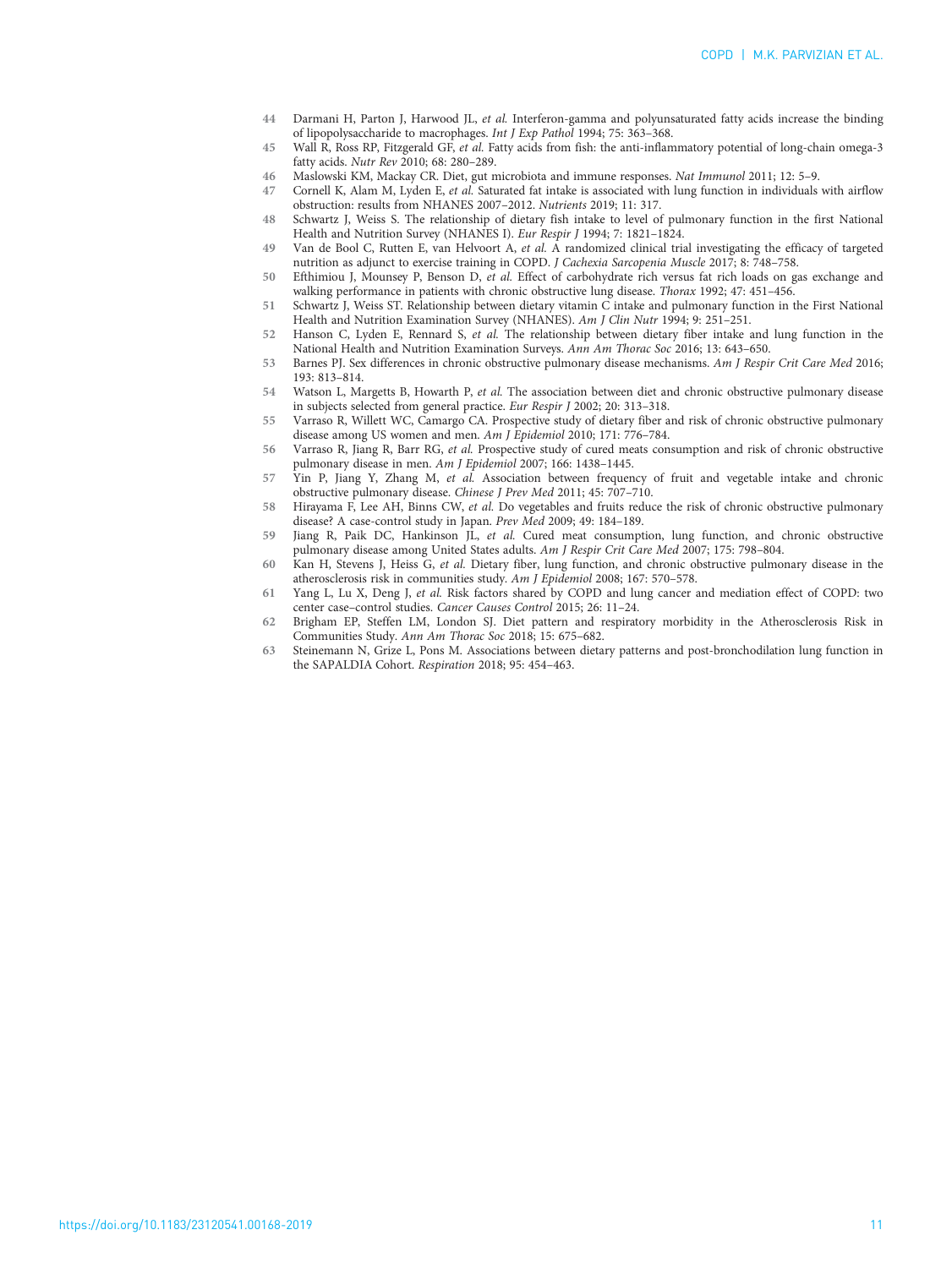44 Darmani H, Parton J, Harwood JL, *et al.* Interferon-gamma and polyunsaturated fatty acids increase the binding of lipopolysaccharide to macrophages. *Int J Exp Pathol* 1994; 75: 363–368.

45 Wall R, Ross RP, Fitzgerald GF, *et al.* Fatty acids from fish: the anti-inflammatory potential of long-chain omega-3 fatty acids. *Nutr Rev* 2010; 68: 280–289.

46 Maslowski KM, Mackay CR. Diet, gut microbiota and immune responses. *Nat Immunol* 2011; 12: 5–9.

47 Cornell K, Alam M, Lyden E, *et al.* Saturated fat intake is associated with lung function in individuals with airflow obstruction: results from NHANES 2007–2012. *Nutrients* 2019; 11: 317.

48 Schwartz J, Weiss S. The relationship of dietary fish intake to level of pulmonary function in the first National Health and Nutrition Survey (NHANES I). *Eur Respir J* 1994; 7: 1821–1824.

49 Van de Bool C, Rutten E, van Helvoort A, *et al.* A randomized clinical trial investigating the efficacy of targeted nutrition as adjunct to exercise training in COPD. *J Cachexia Sarcopenia Muscle* 2017; 8: 748–758.

50 Efthimiou J, Mounsey P, Benson D, *et al.* Effect of carbohydrate rich versus fat rich loads on gas exchange and walking performance in patients with chronic obstructive lung disease. *Thorax* 1992; 47: 451–456.

51 Schwartz J, Weiss ST. Relationship between dietary vitamin C intake and pulmonary function in the First National Health and Nutrition Examination Survey (NHANES). *Am J Clin Nutr* 1994; 9: 251–251.

52 Hanson C, Lyden E, Rennard S, *et al.* The relationship between dietary fiber intake and lung function in the National Health and Nutrition Examination Surveys. *Ann Am Thorac Soc* 2016; 13: 643–650.

53 Barnes PJ. Sex differences in chronic obstructive pulmonary disease mechanisms. *Am J Respir Crit Care Med* 2016; 193: 813–814.

54 Watson L, Margetts B, Howarth P, *et al.* The association between diet and chronic obstructive pulmonary disease in subjects selected from general practice. *Eur Respir J* 2002; 20: 313–318.

55 Varraso R, Willett WC, Camargo CA. Prospective study of dietary fiber and risk of chronic obstructive pulmonary disease among US women and men. *Am J Epidemiol* 2010; 171: 776–784.

56 Varraso R, Jiang R, Barr RG, *et al.* Prospective study of cured meats consumption and risk of chronic obstructive pulmonary disease in men. *Am J Epidemiol* 2007; 166: 1438–1445.

57 Yin P, Jiang Y, Zhang M, *et al.* Association between frequency of fruit and vegetable intake and chronic obstructive pulmonary disease. *Chinese J Prev Med* 2011; 45: 707–710.

58 Hirayama F, Lee AH, Binns CW, *et al.* Do vegetables and fruits reduce the risk of chronic obstructive pulmonary disease? A case-control study in Japan. *Prev Med* 2009; 49: 184–189.

59 Jiang R, Paik DC, Hankinson JL, *et al.* Cured meat consumption, lung function, and chronic obstructive pulmonary disease among United States adults. *Am J Respir Crit Care Med* 2007; 175: 798–804.

60 Kan H, Stevens J, Heiss G, *et al.* Dietary fiber, lung function, and chronic obstructive pulmonary disease in the atherosclerosis risk in communities study. *Am J Epidemiol* 2008; 167: 570–578.

61 Yang L, Lu X, Deng J, *et al.* Risk factors shared by COPD and lung cancer and mediation effect of COPD: two center case–control studies. *Cancer Causes Control* 2015; 26: 11–24.

62 Brigham EP, Steffen LM, London SJ. Diet pattern and respiratory morbidity in the Atherosclerosis Risk in Communities Study. *Ann Am Thorac Soc* 2018; 15: 675–682.

63 Steinemann N, Grize L, Pons M. Associations between dietary patterns and post-bronchodilation lung function in the SAPALDIA Cohort. *Respiration* 2018; 95: 454–463.